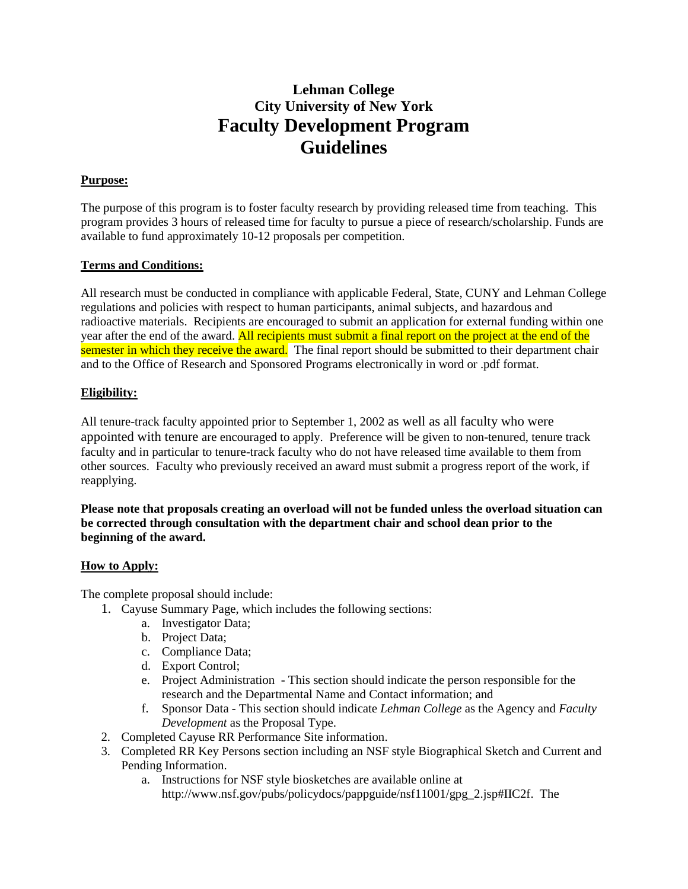# Lehman College
# City University of New York
# Faculty Development Program Guidelines

**Purpose:**

The purpose of this program is to foster faculty research by providing released time from teaching. This program provides 3 hours of released time for faculty to pursue a piece of research/scholarship. Funds are available to fund approximately 10-12 proposals per competition.

**Terms and Conditions:**

All research must be conducted in compliance with applicable Federal, State, CUNY and Lehman College regulations and policies with respect to human participants, animal subjects, and hazardous and radioactive materials. Recipients are encouraged to submit an application for external funding within one year after the end of the award. All recipients must submit a final report on the project at the end of the semester in which they receive the award. The final report should be submitted to their department chair and to the Office of Research and Sponsored Programs electronically in word or .pdf format.

**Eligibility:**

All tenure-track faculty appointed prior to September 1, 2002 as well as all faculty who were appointed with tenure are encouraged to apply. Preference will be given to non-tenured, tenure track faculty and in particular to tenure-track faculty who do not have released time available to them from other sources. Faculty who previously received an award must submit a progress report of the work, if reapplying.

**Please note that proposals creating an overload will not be funded unless the overload situation can be corrected through consultation with the department chair and school dean prior to the beginning of the award.**

**How to Apply:**

The complete proposal should include:

1. Cayuse Summary Page, which includes the following sections:
   a. Investigator Data;
   b. Project Data;
   c. Compliance Data;
   d. Export Control;
   e. Project Administration - This section should indicate the person responsible for the research and the Departmental Name and Contact information; and
   f. Sponsor Data - This section should indicate *Lehman College* as the Agency and *Faculty Development* as the Proposal Type.
2. Completed Cayuse RR Performance Site information.
3. Completed RR Key Persons section including an NSF style Biographical Sketch and Current and Pending Information.
   a. Instructions for NSF style biosketches are available online at http://www.nsf.gov/pubs/policydocs/pappguide/nsf11001/gpg_2.jsp#IIC2f. The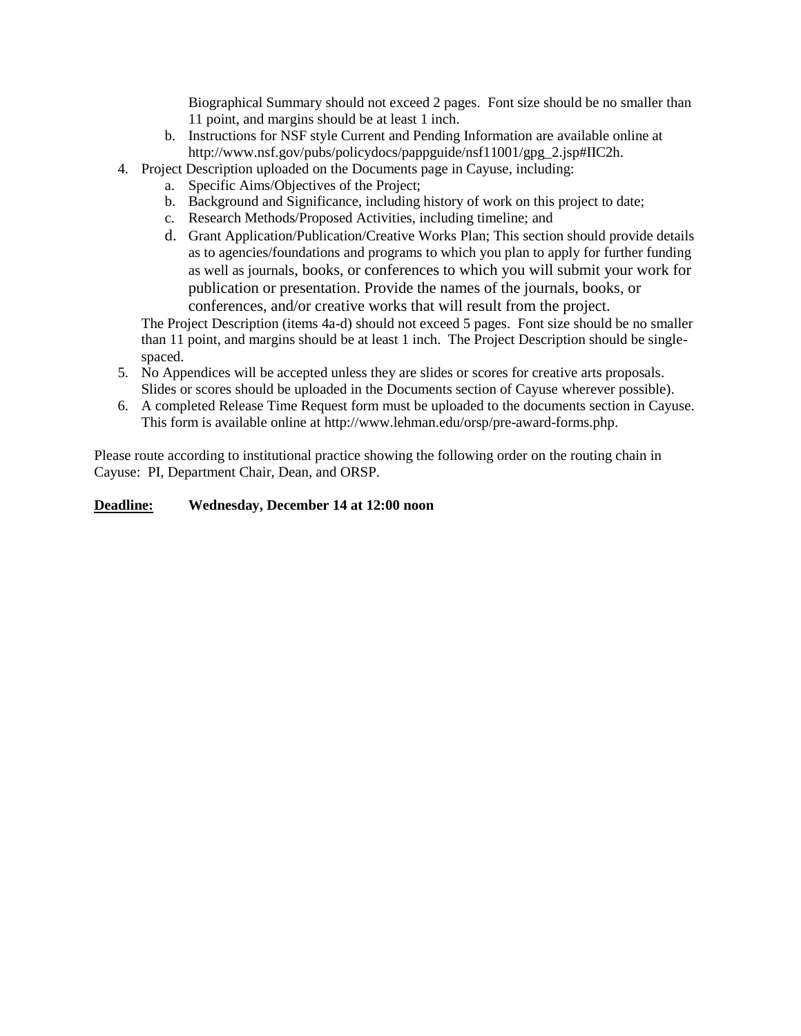Biographical Summary should not exceed 2 pages. Font size should be no smaller than 11 point, and margins should be at least 1 inch.

   b. Instructions for NSF style Current and Pending Information are available online at http://www.nsf.gov/pubs/policydocs/pappguide/nsf11001/gpg_2.jsp#IIC2h.

4. Project Description uploaded on the Documents page in Cayuse, including:
   a. Specific Aims/Objectives of the Project;
   b. Background and Significance, including history of work on this project to date;
   c. Research Methods/Proposed Activities, including timeline; and
   d. Grant Application/Publication/Creative Works Plan; This section should provide details as to agencies/foundations and programs to which you plan to apply for further funding as well as journals, books, or conferences to which you will submit your work for publication or presentation. Provide the names of the journals, books, or conferences, and/or creative works that will result from the project.

   The Project Description (items 4a-d) should not exceed 5 pages. Font size should be no smaller than 11 point, and margins should be at least 1 inch. The Project Description should be single-spaced.

5. No Appendices will be accepted unless they are slides or scores for creative arts proposals. Slides or scores should be uploaded in the Documents section of Cayuse wherever possible).
6. A completed Release Time Request form must be uploaded to the documents section in Cayuse. This form is available online at http://www.lehman.edu/orsp/pre-award-forms.php.

Please route according to institutional practice showing the following order on the routing chain in Cayuse: PI, Department Chair, Dean, and ORSP.

**Deadline:** **Wednesday, December 14 at 12:00 noon**